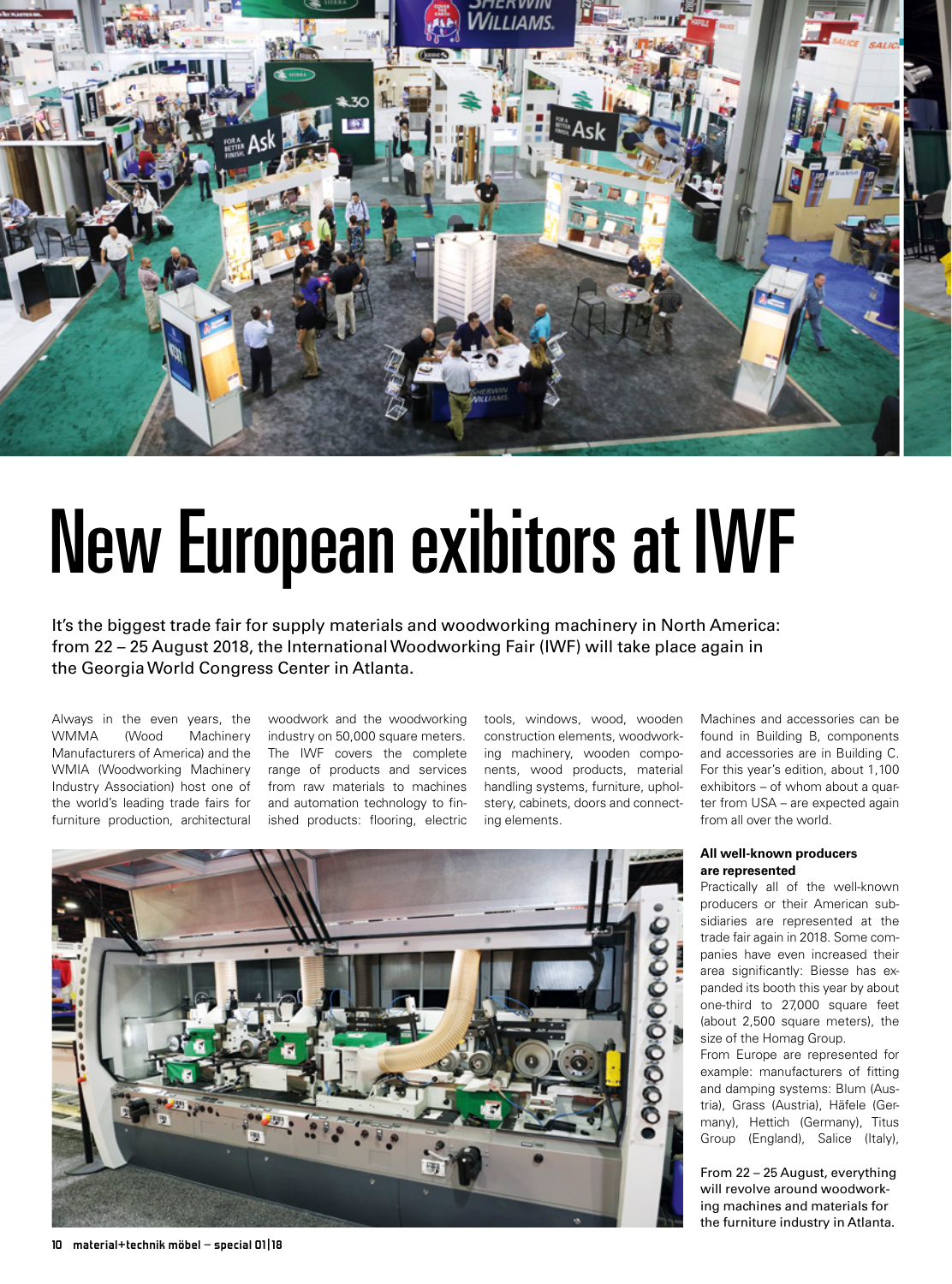# New European exibitors at IWF

It's the biggest trade fair for supply materials and woodworking machinery in North America: from 22 – 25 August 2018, the International Woodworking Fair (IWF) will take place again in the Georgia World Congress Center in Atlanta.

Always in the even years, the WMMA (Wood Machinery Manufacturers of America) and the WMIA (Woodworking Machinery Industry Association) host one of the world's leading trade fairs for furniture production, architectural woodwork and the woodworking industry on 50,000 square meters. The IWF covers the complete range of products and services from raw materials to machines and automation technology to finished products: flooring, electric tools, windows, wood, wooden construction elements, woodworking machinery, wooden components, wood products, material handling systems, furniture, upholstery, cabinets, doors and connecting elements.

Machines and accessories can be found in Building B, components and accessories are in Building C. For this year's edition, about 1,100 exhibitors – of whom about a quarter from USA – are expected again from all over the world.

**All well-known producers are represented**

Practically all of the well-known producers or their American subsidiaries are represented at the trade fair again in 2018. Some companies have even increased their area significantly: Biesse has expanded its booth this year by about one-third to 27,000 square feet (about 2,500 square meters), the size of the Homag Group.

From Europe are represented for example: manufacturers of fitting and damping systems: Blum (Austria), Grass (Austria), Häfele (Germany), Hettich (Germany), Titus Group (England), Salice (Italy),

From 22 – 25 August, everything will revolve around woodworking machines and materials for the furniture industry in Atlanta.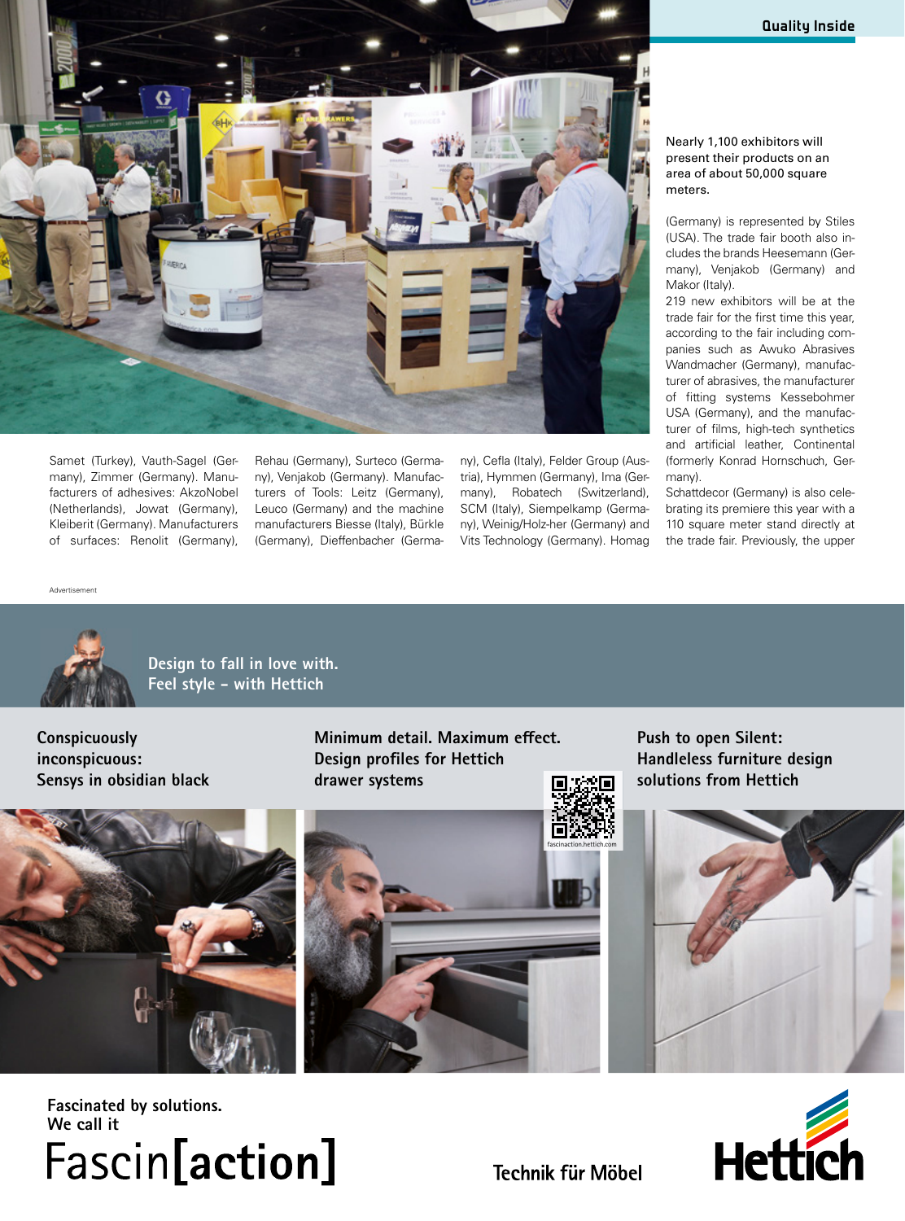Nearly 1,100 exhibitors will present their products on an area of about 50,000 square meters.

Samet (Turkey), Vauth-Sagel (Germany), Zimmer (Germany). Manufacturers of adhesives: AkzoNobel (Netherlands), Jowat (Germany), Kleiberit (Germany). Manufacturers of surfaces: Renolit (Germany), Rehau (Germany), Surteco (Germany), Venjakob (Germany). Manufacturers of Tools: Leitz (Germany), Leuco (Germany) and the machine manufacturers Biesse (Italy), Bürkle (Germany), Dieffenbacher (Germany), Cefla (Italy), Felder Group (Austria), Hymmen (Germany), Ima (Germany), Robatech (Switzerland), SCM (Italy), Siempelkamp (Germany), Weinig/Holz-her (Germany) and Vits Technology (Germany). Homag (Germany) is represented by Stiles (USA). The trade fair booth also includes the brands Heesemann (Germany), Venjakob (Germany) and Makor (Italy).

219 new exhibitors will be at the trade fair for the first time this year, according to the fair including companies such as Awuko Abrasives Wandmacher (Germany), manufacturer of abrasives, the manufacturer of fitting systems Kessebohmer USA (Germany), and the manufacturer of films, high-tech synthetics and artificial leather, Continental (formerly Konrad Hornschuch, Germany).

Schattdecor (Germany) is also celebrating its premiere this year with a 110 square meter stand directly at the trade fair. Previously, the upper

Advertisement

Design to fall in love with.
Feel style – with Hettich

Conspicuously inconspicuous: Sensys in obsidian black

Minimum detail. Maximum effect. Design profiles for Hettich drawer systems

Push to open Silent: Handleless furniture design solutions from Hettich

fascinaction.hettich.com

Fascinated by solutions.
We call it
Fascin[action]

Technik für Möbel

Hettich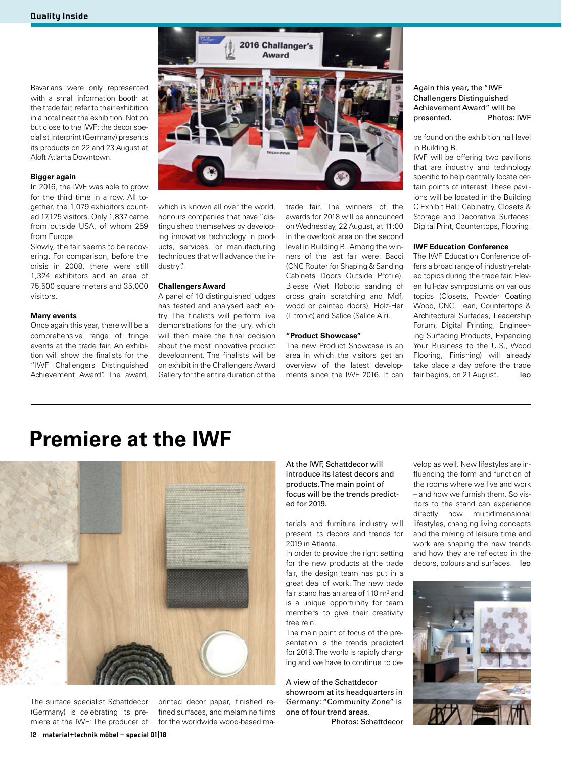Bavarians were only represented with a small information booth at the trade fair, refer to their exhibition in a hotel near the exhibition. Not on but close to the IWF: the decor specialist Interprint (Germany) presents its products on 22 and 23 August at Aloft Atlanta Downtown.

**Bigger again**

In 2016, the IWF was able to grow for the third time in a row. All together, the 1,079 exhibitors counted 17,125 visitors. Only 1,837 came from outside USA, of whom 259 from Europe.

Slowly, the fair seems to be recovering. For comparison, before the crisis in 2008, there were still 1,324 exhibitors and an area of 75,500 square meters and 35,000 visitors.

**Many events**

Once again this year, there will be a comprehensive range of fringe events at the trade fair. An exhibition will show the finalists for the "IWF Challengers Distinguished Achievement Award". The award, which is known all over the world, honours companies that have "distinguished themselves by developing innovative technology in products, services, or manufacturing techniques that will advance the industry".

**Challengers Award**

A panel of 10 distinguished judges has tested and analysed each entry. The finalists will perform live demonstrations for the jury, which will then make the final decision about the most innovative product development. The finalists will be on exhibit in the Challengers Award Gallery for the entire duration of the trade fair. The winners of the awards for 2018 will be announced on Wednesday, 22 August, at 11:00 in the overlook area on the second level in Building B. Among the winners of the last fair were: Bacci (CNC Router for Shaping & Sanding Cabinets Doors Outside Profile), Biesse (Viet Robotic sanding of cross grain scratching and Mdf, wood or painted doors), Holz-Her (L tronic) and Salice (Salice Air).

**"Product Showcase"**

The new Product Showcase is an area in which the visitors get an overview of the latest developments since the IWF 2016. It can be found on the exhibition hall level in Building B.

IWF will be offering two pavilions that are industry and technology specific to help centrally locate certain points of interest. These pavilions will be located in the Building C Exhibit Hall: Cabinetry, Closets & Storage and Decorative Surfaces: Digital Print, Countertops, Flooring.

**IWF Education Conference**

The IWF Education Conference offers a broad range of industry-related topics during the trade fair. Eleven full-day symposiums on various topics (Closets, Powder Coating Wood, CNC, Lean, Countertops & Architectural Surfaces, Leadership Forum, Digital Printing, Engineering Surfacing Products, Expanding Your Business to the U.S., Wood Flooring, Finishing) will already take place a day before the trade fair begins, on 21 August. leo

Again this year, the "IWF Challengers Distinguished Achievement Award" will be presented. Photos: IWF

---

# Premiere at the IWF

At the IWF, Schattdecor will introduce its latest decors and products. The main point of focus will be the trends predicted for 2019.

The surface specialist Schattdecor (Germany) is celebrating its premiere at the IWF: The producer of printed decor paper, finished refined surfaces, and melamine films for the worldwide wood-based materials and furniture industry will present its decors and trends for 2019 in Atlanta.

In order to provide the right setting for the new products at the trade fair, the design team has put in a great deal of work. The new trade fair stand has an area of 110 m² and is a unique opportunity for team members to give their creativity free rein.

The main point of focus of the presentation is the trends predicted for 2019. The world is rapidly changing and we have to continue to develop as well. New lifestyles are influencing the form and function of the rooms where we live and work – and how we furnish them. So visitors to the stand can experience directly how multidimensional lifestyles, changing living concepts and the mixing of leisure time and work are shaping the new trends and how they are reflected in the decors, colours and surfaces. leo

A view of the Schattdecor showroom at its headquarters in Germany: "Community Zone" is one of four trend areas. Photos: Schattdecor